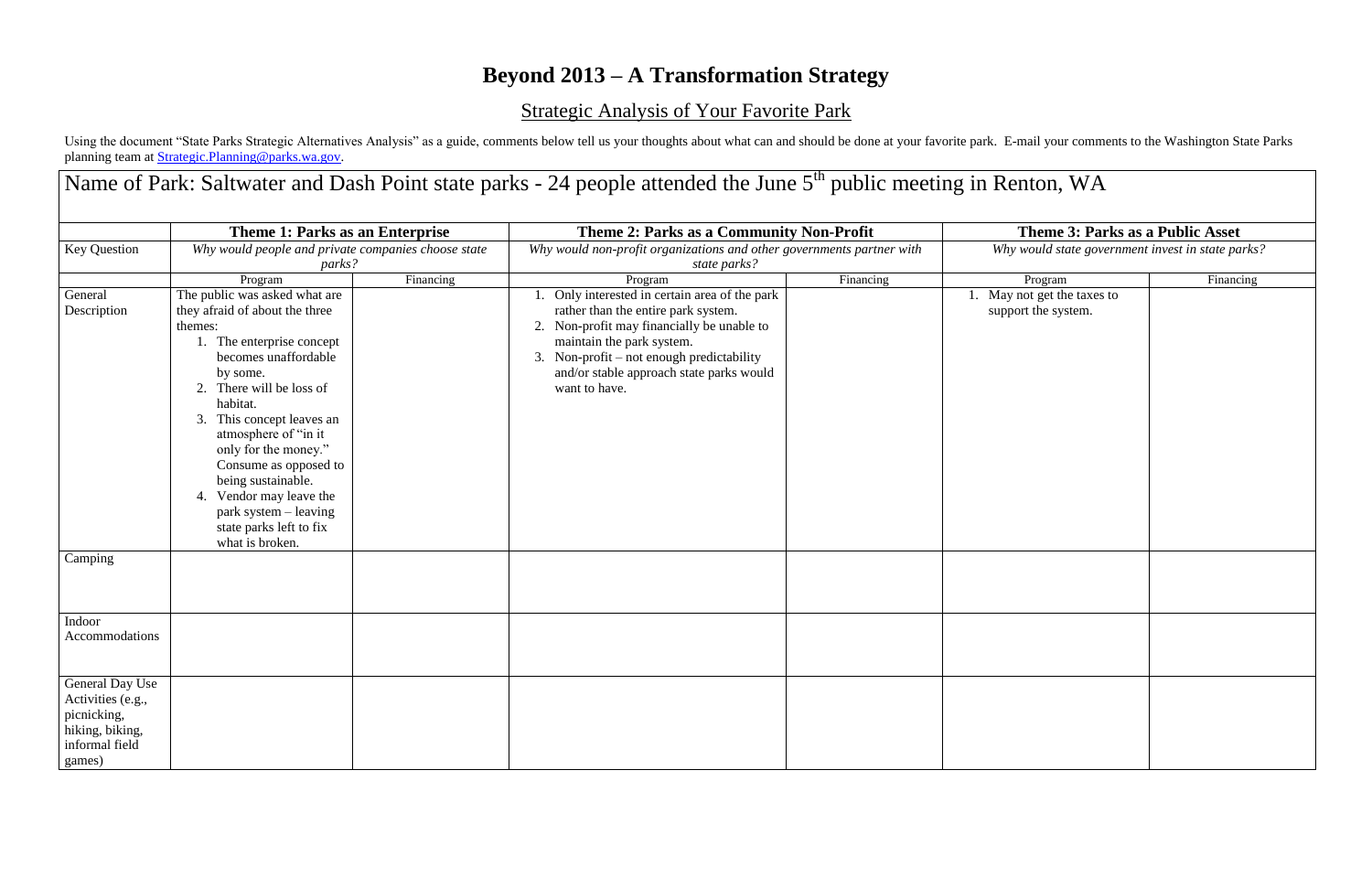# Beyond 2013 – A Transformation Strategy

## Strategic Analysis of Your Favorite Park

Using the document "State Parks Strategic Alternatives Analysis" as a guide, comments below tell us your thoughts about what can and should be done at your favorite park. E-mail your comments to the Washington State Parks planning team at [Strategic.Planning@parks.wa.gov](mailto:Strategic.Planning@parks.wa.gov).

Name of Park: Saltwater and Dash Point state parks - 24 people attended the June 5th public meeting in Renton, WA

| | **Theme 1: Parks as an Enterprise** | | **Theme 2: Parks as a Community Non-Profit** | | **Theme 3: Parks as a Public Asset** | |
|---|---|---|---|---|---|---|
| Key Question | *Why would people and private companies choose state parks?* | | *Why would non-profit organizations and other governments partner with state parks?* | | *Why would state government invest in state parks?* | |
| | Program | Financing | Program | Financing | Program | Financing |
| General Description | The public was asked what are they afraid of about the three themes:<br>1. The enterprise concept becomes unaffordable by some.<br>2. There will be loss of habitat.<br>3. This concept leaves an atmosphere of "in it only for the money." Consume as opposed to being sustainable.<br>4. Vendor may leave the park system – leaving state parks left to fix what is broken. | | 1. Only interested in certain area of the park rather than the entire park system.<br>2. Non-profit may financially be unable to maintain the park system.<br>3. Non-profit – not enough predictability and/or stable approach state parks would want to have. | | 1. May not get the taxes to support the system. | |
| Camping | | | | | | |
| Indoor Accommodations | | | | | | |
| General Day Use Activities (e.g., picnicking, hiking, biking, informal field games) | | | | | | |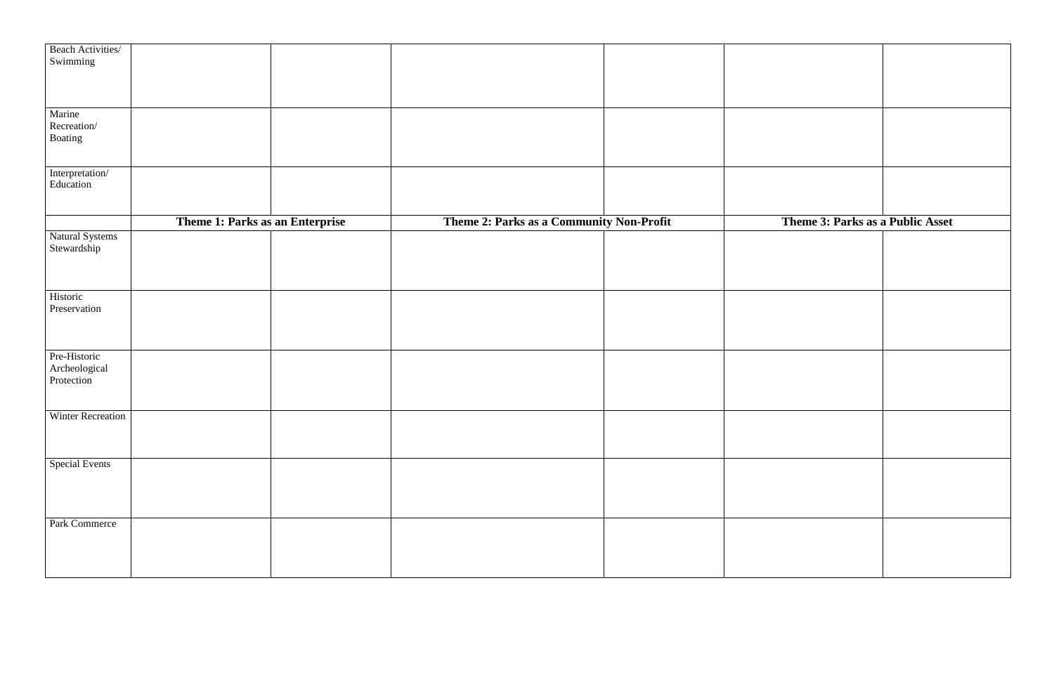| | | | | | | |
|---|---|---|---|---|---|---|
| Beach Activities/ Swimming | | | | | | |
| Marine Recreation/ Boating | | | | | | |
| Interpretation/ Education | | | | | | |
| | **Theme 1: Parks as an Enterprise** | | **Theme 2: Parks as a Community Non-Profit** | | **Theme 3: Parks as a Public Asset** | |
| Natural Systems Stewardship | | | | | | |
| Historic Preservation | | | | | | |
| Pre-Historic Archeological Protection | | | | | | |
| Winter Recreation | | | | | | |
| Special Events | | | | | | |
| Park Commerce | | | | | | |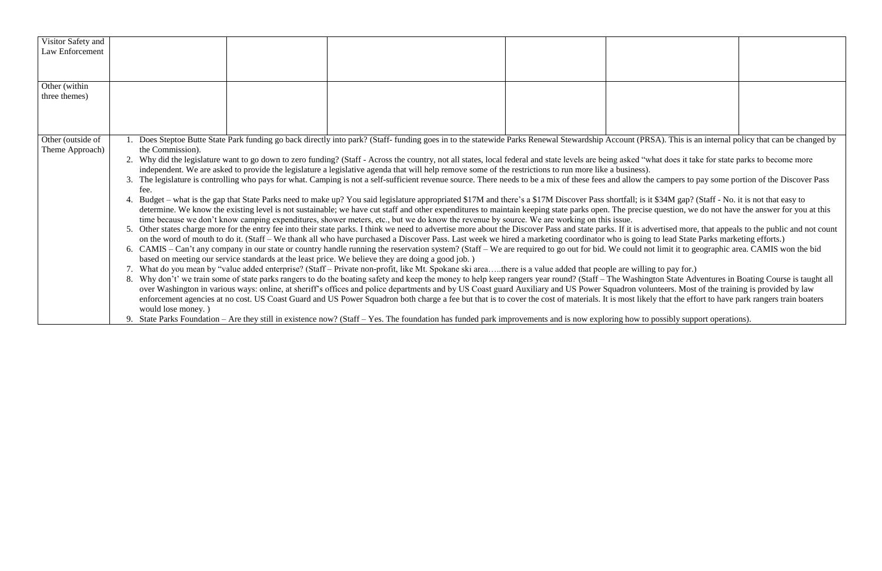| | | | | | | |
|---|---|---|---|---|---|---|
| Visitor Safety and Law Enforcement | | | | | | |
| Other (within three themes) | | | | | | |
| Other (outside of Theme Approach) | 1. Does Steptoe Butte State Park funding go back directly into park? (Staff- funding goes in to the statewide Parks Renewal Stewardship Account (PRSA). This is an internal policy that can be changed by the Commission).<br>2. Why did the legislature want to go down to zero funding? (Staff - Across the country, not all states, local federal and state levels are being asked "what does it take for state parks to become more independent. We are asked to provide the legislature a legislative agenda that will help remove some of the restrictions to run more like a business).<br>3. The legislature is controlling who pays for what. Camping is not a self-sufficient revenue source. There needs to be a mix of these fees and allow the campers to pay some portion of the Discover Pass fee.<br>4. Budget – what is the gap that State Parks need to make up? You said legislature appropriated \$17M and there's a \$17M Discover Pass shortfall; is it \$34M gap? (Staff - No. it is not that easy to determine. We know the existing level is not sustainable; we have cut staff and other expenditures to maintain keeping state parks open. The precise question, we do not have the answer for you at this time because we don't know camping expenditures, shower meters, etc., but we do know the revenue by source. We are working on this issue.<br>5. Other states charge more for the entry fee into their state parks. I think we need to advertise more about the Discover Pass and state parks. If it is advertised more, that appeals to the public and not count on the word of mouth to do it. (Staff – We thank all who have purchased a Discover Pass. Last week we hired a marketing coordinator who is going to lead State Parks marketing efforts.)<br>6. CAMIS – Can't any company in our state or country handle running the reservation system? (Staff – We are required to go out for bid. We could not limit it to geographic area. CAMIS won the bid based on meeting our service standards at the least price. We believe they are doing a good job. )<br>7. What do you mean by "value added enterprise? (Staff – Private non-profit, like Mt. Spokane ski area…..there is a value added that people are willing to pay for.)<br>8. Why don't' we train some of state parks rangers to do the boating safety and keep the money to help keep rangers year round? (Staff – The Washington State Adventures in Boating Course is taught all over Washington in various ways: online, at sheriff's offices and police departments and by US Coast guard Auxiliary and US Power Squadron volunteers. Most of the training is provided by law enforcement agencies at no cost. US Coast Guard and US Power Squadron both charge a fee but that is to cover the cost of materials. It is most likely that the effort to have park rangers train boaters would lose money. )<br>9. State Parks Foundation – Are they still in existence now? (Staff – Yes. The foundation has funded park improvements and is now exploring how to possibly support operations). | | | | | |